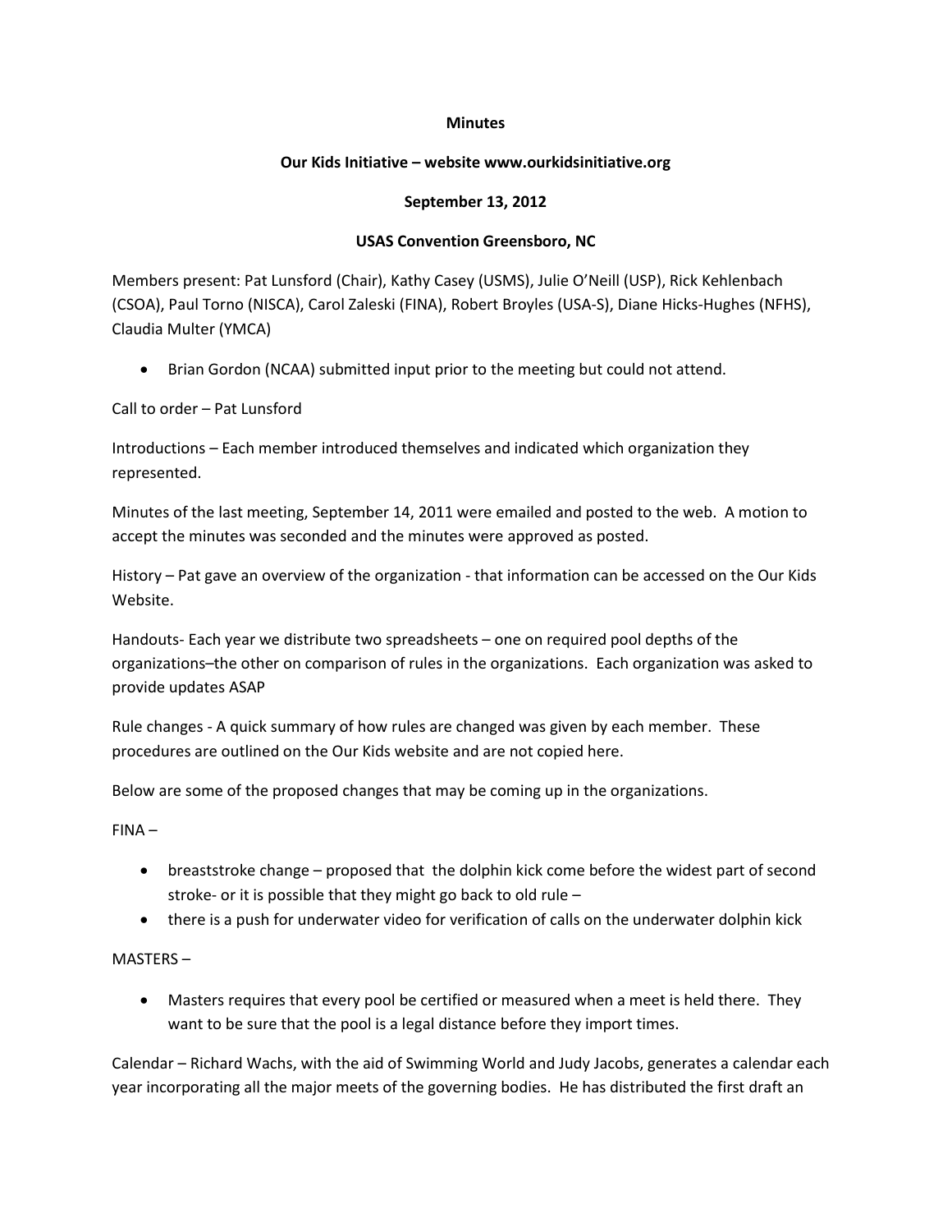**Minutes**

**Our Kids Initiative – website www.ourkidsinitiative.org**

**September 13, 2012**

**USAS Convention Greensboro, NC**

Members present: Pat Lunsford (Chair), Kathy Casey (USMS), Julie O'Neill (USP), Rick Kehlenbach (CSOA), Paul Torno (NISCA), Carol Zaleski (FINA), Robert Broyles (USA-S), Diane Hicks-Hughes (NFHS), Claudia Multer (YMCA)

- Brian Gordon (NCAA) submitted input prior to the meeting but could not attend.

Call to order – Pat Lunsford

Introductions – Each member introduced themselves and indicated which organization they represented.

Minutes of the last meeting, September 14, 2011 were emailed and posted to the web. A motion to accept the minutes was seconded and the minutes were approved as posted.

History – Pat gave an overview of the organization - that information can be accessed on the Our Kids Website.

Handouts- Each year we distribute two spreadsheets – one on required pool depths of the organizations–the other on comparison of rules in the organizations. Each organization was asked to provide updates ASAP

Rule changes - A quick summary of how rules are changed was given by each member. These procedures are outlined on the Our Kids website and are not copied here.

Below are some of the proposed changes that may be coming up in the organizations.

FINA –

- breaststroke change – proposed that the dolphin kick come before the widest part of second stroke- or it is possible that they might go back to old rule –
- there is a push for underwater video for verification of calls on the underwater dolphin kick

MASTERS –

- Masters requires that every pool be certified or measured when a meet is held there. They want to be sure that the pool is a legal distance before they import times.

Calendar – Richard Wachs, with the aid of Swimming World and Judy Jacobs, generates a calendar each year incorporating all the major meets of the governing bodies. He has distributed the first draft an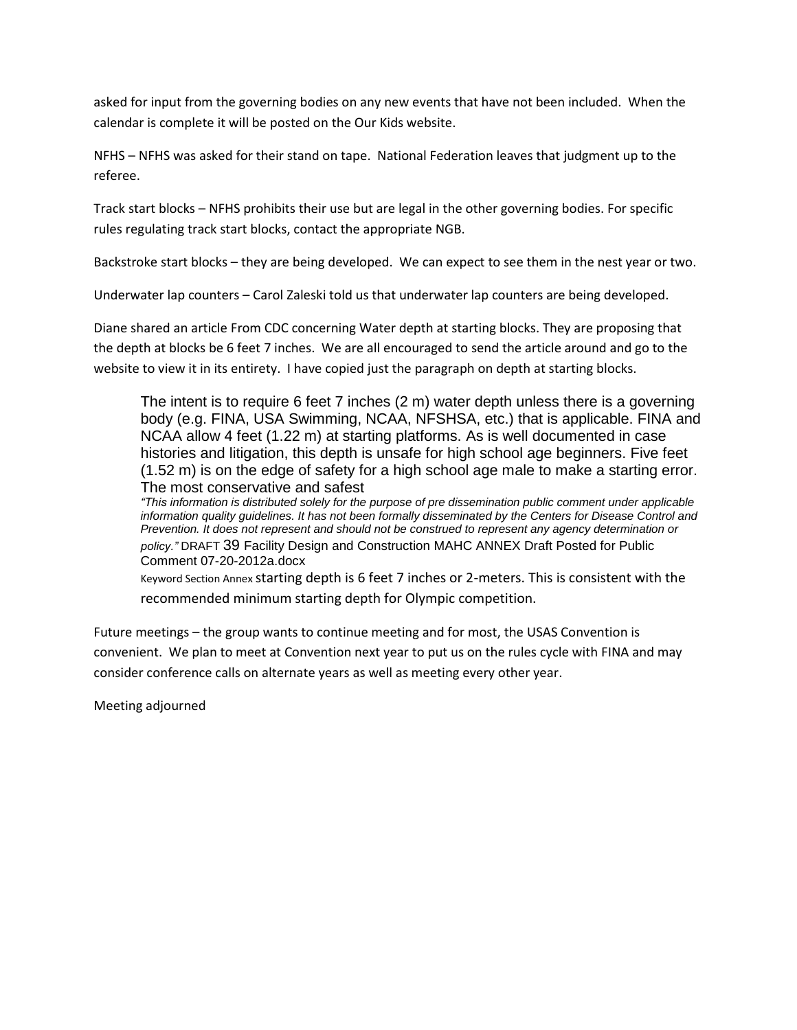asked for input from the governing bodies on any new events that have not been included. When the calendar is complete it will be posted on the Our Kids website.

NFHS – NFHS was asked for their stand on tape. National Federation leaves that judgment up to the referee.

Track start blocks – NFHS prohibits their use but are legal in the other governing bodies. For specific rules regulating track start blocks, contact the appropriate NGB.

Backstroke start blocks – they are being developed. We can expect to see them in the nest year or two.

Underwater lap counters – Carol Zaleski told us that underwater lap counters are being developed.

Diane shared an article From CDC concerning Water depth at starting blocks. They are proposing that the depth at blocks be 6 feet 7 inches. We are all encouraged to send the article around and go to the website to view it in its entirety. I have copied just the paragraph on depth at starting blocks.

> The intent is to require 6 feet 7 inches (2 m) water depth unless there is a governing body (e.g. FINA, USA Swimming, NCAA, NFSHSA, etc.) that is applicable. FINA and NCAA allow 4 feet (1.22 m) at starting platforms. As is well documented in case histories and litigation, this depth is unsafe for high school age beginners. Five feet (1.52 m) is on the edge of safety for a high school age male to make a starting error. The most conservative and safest
>
> *"This information is distributed solely for the purpose of pre dissemination public comment under applicable information quality guidelines. It has not been formally disseminated by the Centers for Disease Control and Prevention. It does not represent and should not be construed to represent any agency determination or policy."* DRAFT 39 Facility Design and Construction MAHC ANNEX Draft Posted for Public Comment 07-20-2012a.docx
>
> Keyword Section Annex starting depth is 6 feet 7 inches or 2-meters. This is consistent with the recommended minimum starting depth for Olympic competition.

Future meetings – the group wants to continue meeting and for most, the USAS Convention is convenient. We plan to meet at Convention next year to put us on the rules cycle with FINA and may consider conference calls on alternate years as well as meeting every other year.

Meeting adjourned